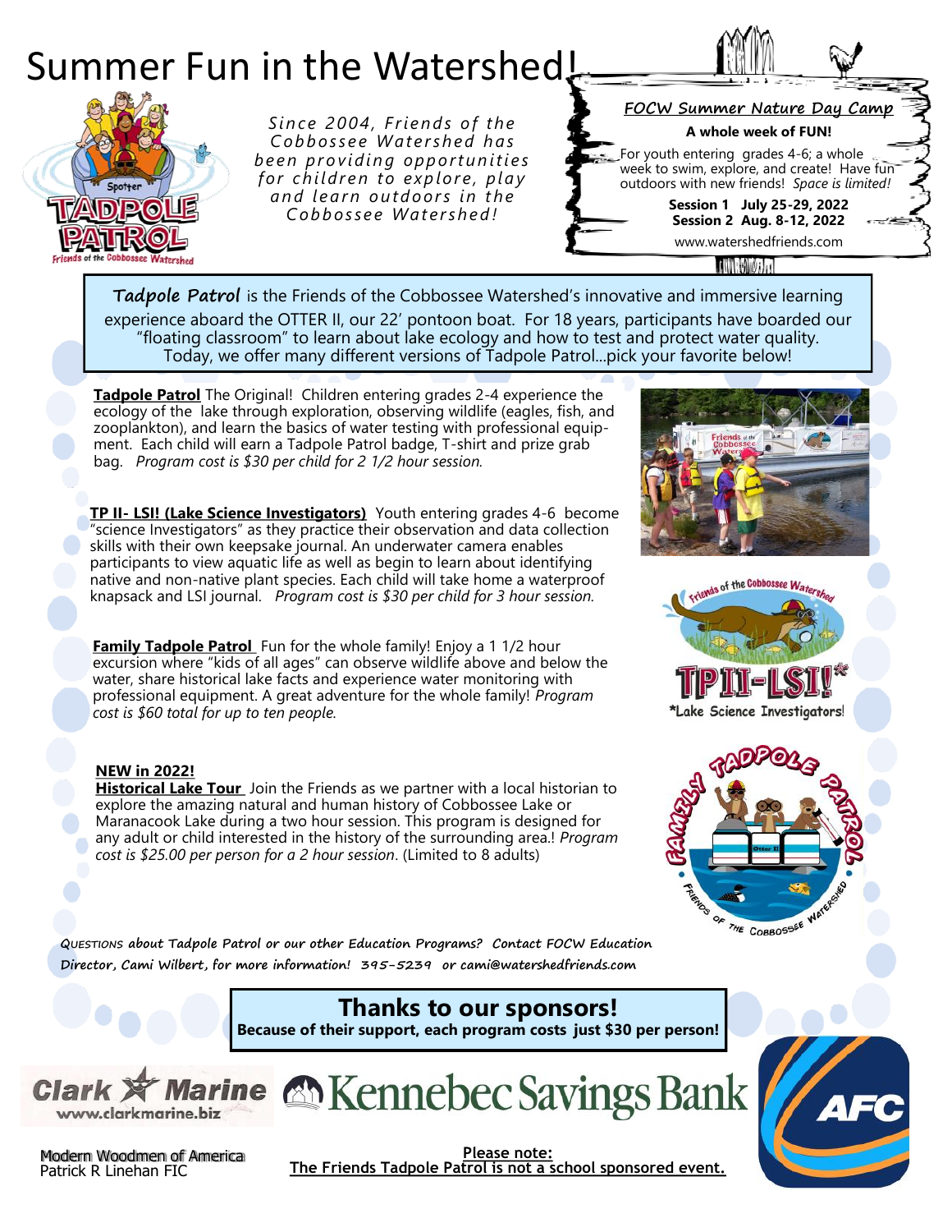# Summer Fun in the Watershed!

*Since 2004, Friends of the Cobbossee Watershed has been providing opportunities for children to explore, play and learn outdoors in the Cobbossee Watershed!*

## FOCW Summer Nature Day Camp

**A whole week of FUN!**

For youth entering grades 4-6; a whole week to swim, explore, and create! Have fun outdoors with new friends! *Space is limited!*

**Session 1 July 25-29, 2022**
**Session 2 Aug. 8-12, 2022**

www.watershedfriends.com

**Tadpole Patrol** is the Friends of the Cobbossee Watershed's innovative and immersive learning experience aboard the OTTER II, our 22' pontoon boat. For 18 years, participants have boarded our "floating classroom" to learn about lake ecology and how to test and protect water quality. Today, we offer many different versions of Tadpole Patrol...pick your favorite below!

**Tadpole Patrol** The Original! Children entering grades 2-4 experience the ecology of the lake through exploration, observing wildlife (eagles, fish, and zooplankton), and learn the basics of water testing with professional equipment. Each child will earn a Tadpole Patrol badge, T-shirt and prize grab bag. *Program cost is $30 per child for 2 1/2 hour session.*

**TP II- LSI! (Lake Science Investigators)** Youth entering grades 4-6 become "science Investigators" as they practice their observation and data collection skills with their own keepsake journal. An underwater camera enables participants to view aquatic life as well as begin to learn about identifying native and non-native plant species. Each child will take home a waterproof knapsack and LSI journal. *Program cost is $30 per child for 3 hour session.*

**Family Tadpole Patrol** Fun for the whole family! Enjoy a 1 1/2 hour excursion where "kids of all ages" can observe wildlife above and below the water, share historical lake facts and experience water monitoring with professional equipment. A great adventure for the whole family! *Program cost is $60 total for up to ten people.*

**NEW in 2022!**
**Historical Lake Tour** Join the Friends as we partner with a local historian to explore the amazing natural and human history of Cobbossee Lake or Maranacook Lake during a two hour session. This program is designed for any adult or child interested in the history of the surrounding area.! *Program cost is $25.00 per person for a 2 hour session*. (Limited to 8 adults)

*Questions about Tadpole Patrol or our other Education Programs? Contact FOCW Education Director, Cami Wilbert, for more information! 395-5239 or cami@watershedfriends.com*

## Thanks to our sponsors!

**Because of their support, each program costs just $30 per person!**

Clark Marine www.clarkmarine.biz

Kennebec Savings Bank

AFC

Modern Woodmen of America
Patrick R Linehan FIC

**Please note:**
**The Friends Tadpole Patrol is not a school sponsored event.**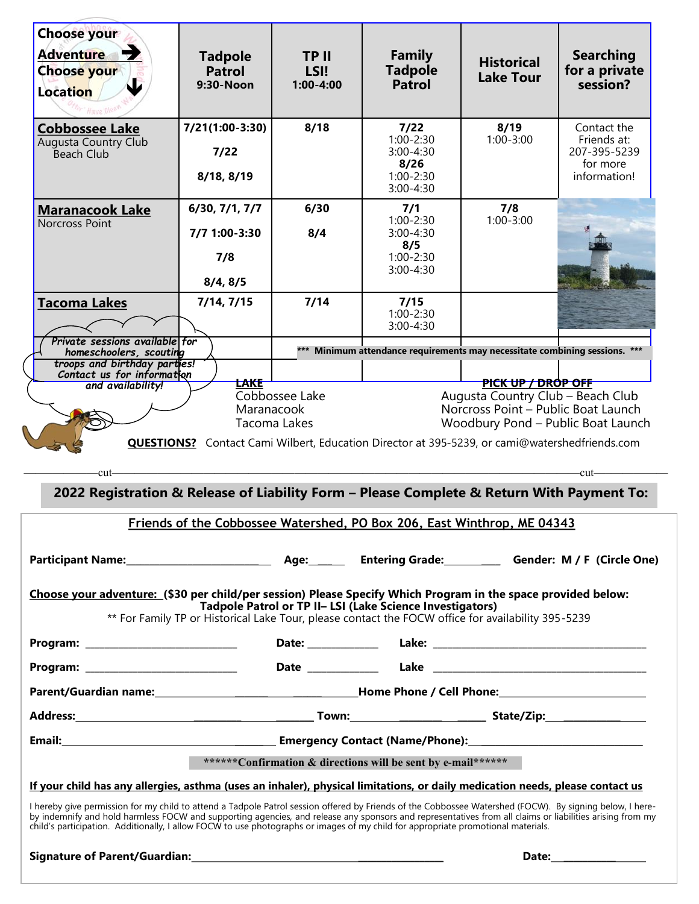| Choose your Adventure → Choose your Location ↓ | Tadpole Patrol 9:30-Noon | TP II LSI! 1:00-4:00 | Family Tadpole Patrol | Historical Lake Tour | Searching for a private session? |
|---|---|---|---|---|---|
| **Cobbossee Lake** Augusta Country Club Beach Club | 7/21(1:00-3:30) 7/22 8/18, 8/19 | 8/18 | **7/22** 1:00-2:30 3:00-4:30 **8/26** 1:00-2:30 3:00-4:30 | **8/19** 1:00-3:00 | Contact the Friends at: 207-395-5239 for more information! |
| **Maranacook Lake** Norcross Point | 6/30, 7/1, 7/7 7/7 1:00-3:30 7/8 8/4, 8/5 | 6/30 8/4 | **7/1** 1:00-2:30 3:00-4:30 **8/5** 1:00-2:30 3:00-4:30 | **7/8** 1:00-3:00 | |
| **Tacoma Lakes** | 7/14, 7/15 | 7/14 | **7/15** 1:00-2:30 3:00-4:30 | | |

*** Minimum attendance requirements may necessitate combining sessions. ***

*Private sessions available for homeschoolers, scouting troops and birthday parties! Contact us for information and availability!*

| LAKE | PICK UP / DROP OFF |
|---|---|
| Cobbossee Lake | Augusta Country Club – Beach Club |
| Maranacook | Norcross Point – Public Boat Launch |
| Tacoma Lakes | Woodbury Pond – Public Boat Launch |

**QUESTIONS?** Contact Cami Wilbert, Education Director at 395-5239, or cami@watershedfriends.com

---cut---

## 2022 Registration & Release of Liability Form – Please Complete & Return With Payment To:

**Friends of the Cobbossee Watershed, PO Box 206, East Winthrop, ME 04343**

**Participant Name:**___________________________ **Age:**______ **Entering Grade:**__________ **Gender: M / F (Circle One)**

**Choose your adventure: ($30 per child/per session) Please Specify Which Program in the space provided below: Tadpole Patrol or TP II– LSI (Lake Science Investigators)**

** For Family TP or Historical Lake Tour, please contact the FOCW office for availability 395-5239

**Program:** ____________________________ **Date:** _____________ **Lake:** ________________________________________

**Program:** ____________________________ **Date** _____________ **Lake** ________________________________________

**Parent/Guardian name:**____________________________________ **Home Phone / Cell Phone:**__________________________

**Address:**_______________________________________ **Town:**__________________________ **State/Zip:**__________________

**Email:**_______________________________________ **Emergency Contact (Name/Phone):**________________________________

******Confirmation & directions will be sent by e-mail******

**If your child has any allergies, asthma (uses an inhaler), physical limitations, or daily medication needs, please contact us**

I hereby give permission for my child to attend a Tadpole Patrol session offered by Friends of the Cobbossee Watershed (FOCW). By signing below, I hereby indemnify and hold harmless FOCW and supporting agencies, and release any sponsors and representatives from all claims or liabilities arising from my child's participation. Additionally, I allow FOCW to use photographs or images of my child for appropriate promotional materials.

**Signature of Parent/Guardian:**_____________________________________________ **Date:**__________________